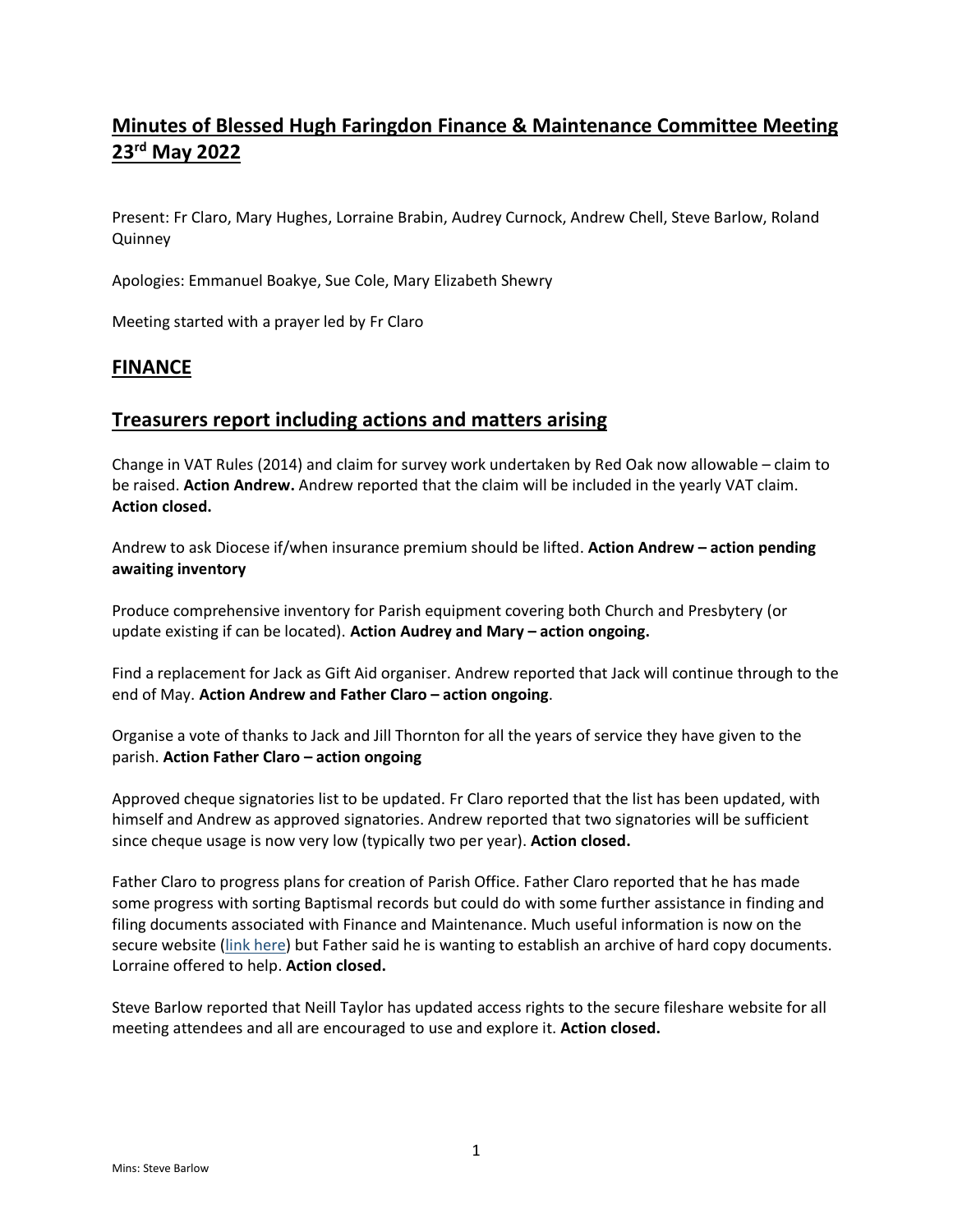# Minutes of Blessed Hugh Faringdon Finance & Maintenance Committee Meeting 23rd May 2022

Present: Fr Claro, Mary Hughes, Lorraine Brabin, Audrey Curnock, Andrew Chell, Steve Barlow, Roland Quinney

Apologies: Emmanuel Boakye, Sue Cole, Mary Elizabeth Shewry

Meeting started with a prayer led by Fr Claro

## FINANCE

## Treasurers report including actions and matters arising

Change in VAT Rules (2014) and claim for survey work undertaken by Red Oak now allowable – claim to be raised. **Action Andrew.** Andrew reported that the claim will be included in the yearly VAT claim. **Action closed.**

Andrew to ask Diocese if/when insurance premium should be lifted. **Action Andrew – action pending awaiting inventory**

Produce comprehensive inventory for Parish equipment covering both Church and Presbytery (or update existing if can be located). **Action Audrey and Mary – action ongoing.**

Find a replacement for Jack as Gift Aid organiser. Andrew reported that Jack will continue through to the end of May. **Action Andrew and Father Claro – action ongoing**.

Organise a vote of thanks to Jack and Jill Thornton for all the years of service they have given to the parish. **Action Father Claro – action ongoing**

Approved cheque signatories list to be updated. Fr Claro reported that the list has been updated, with himself and Andrew as approved signatories. Andrew reported that two signatories will be sufficient since cheque usage is now very low (typically two per year). **Action closed.**

Father Claro to progress plans for creation of Parish Office. Father Claro reported that he has made some progress with sorting Baptismal records but could do with some further assistance in finding and filing documents associated with Finance and Maintenance. Much useful information is now on the secure website (link here) but Father said he is wanting to establish an archive of hard copy documents. Lorraine offered to help. **Action closed.**

Steve Barlow reported that Neill Taylor has updated access rights to the secure fileshare website for all meeting attendees and all are encouraged to use and explore it. **Action closed.**

Mins: Steve Barlow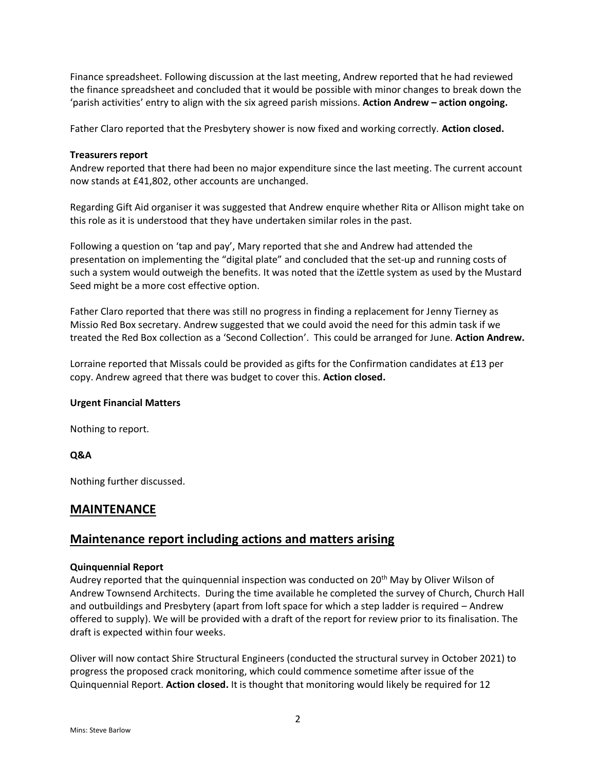Finance spreadsheet. Following discussion at the last meeting, Andrew reported that he had reviewed the finance spreadsheet and concluded that it would be possible with minor changes to break down the 'parish activities' entry to align with the six agreed parish missions. **Action Andrew – action ongoing.**

Father Claro reported that the Presbytery shower is now fixed and working correctly. **Action closed.**

**Treasurers report**

Andrew reported that there had been no major expenditure since the last meeting. The current account now stands at £41,802, other accounts are unchanged.

Regarding Gift Aid organiser it was suggested that Andrew enquire whether Rita or Allison might take on this role as it is understood that they have undertaken similar roles in the past.

Following a question on 'tap and pay', Mary reported that she and Andrew had attended the presentation on implementing the "digital plate" and concluded that the set-up and running costs of such a system would outweigh the benefits. It was noted that the iZettle system as used by the Mustard Seed might be a more cost effective option.

Father Claro reported that there was still no progress in finding a replacement for Jenny Tierney as Missio Red Box secretary. Andrew suggested that we could avoid the need for this admin task if we treated the Red Box collection as a 'Second Collection'. This could be arranged for June. **Action Andrew.**

Lorraine reported that Missals could be provided as gifts for the Confirmation candidates at £13 per copy. Andrew agreed that there was budget to cover this. **Action closed.**

**Urgent Financial Matters**

Nothing to report.

**Q&A**

Nothing further discussed.

## MAINTENANCE

## Maintenance report including actions and matters arising

**Quinquennial Report**

Audrey reported that the quinquennial inspection was conducted on 20th May by Oliver Wilson of Andrew Townsend Architects. During the time available he completed the survey of Church, Church Hall and outbuildings and Presbytery (apart from loft space for which a step ladder is required – Andrew offered to supply). We will be provided with a draft of the report for review prior to its finalisation. The draft is expected within four weeks.

Oliver will now contact Shire Structural Engineers (conducted the structural survey in October 2021) to progress the proposed crack monitoring, which could commence sometime after issue of the Quinquennial Report. **Action closed.** It is thought that monitoring would likely be required for 12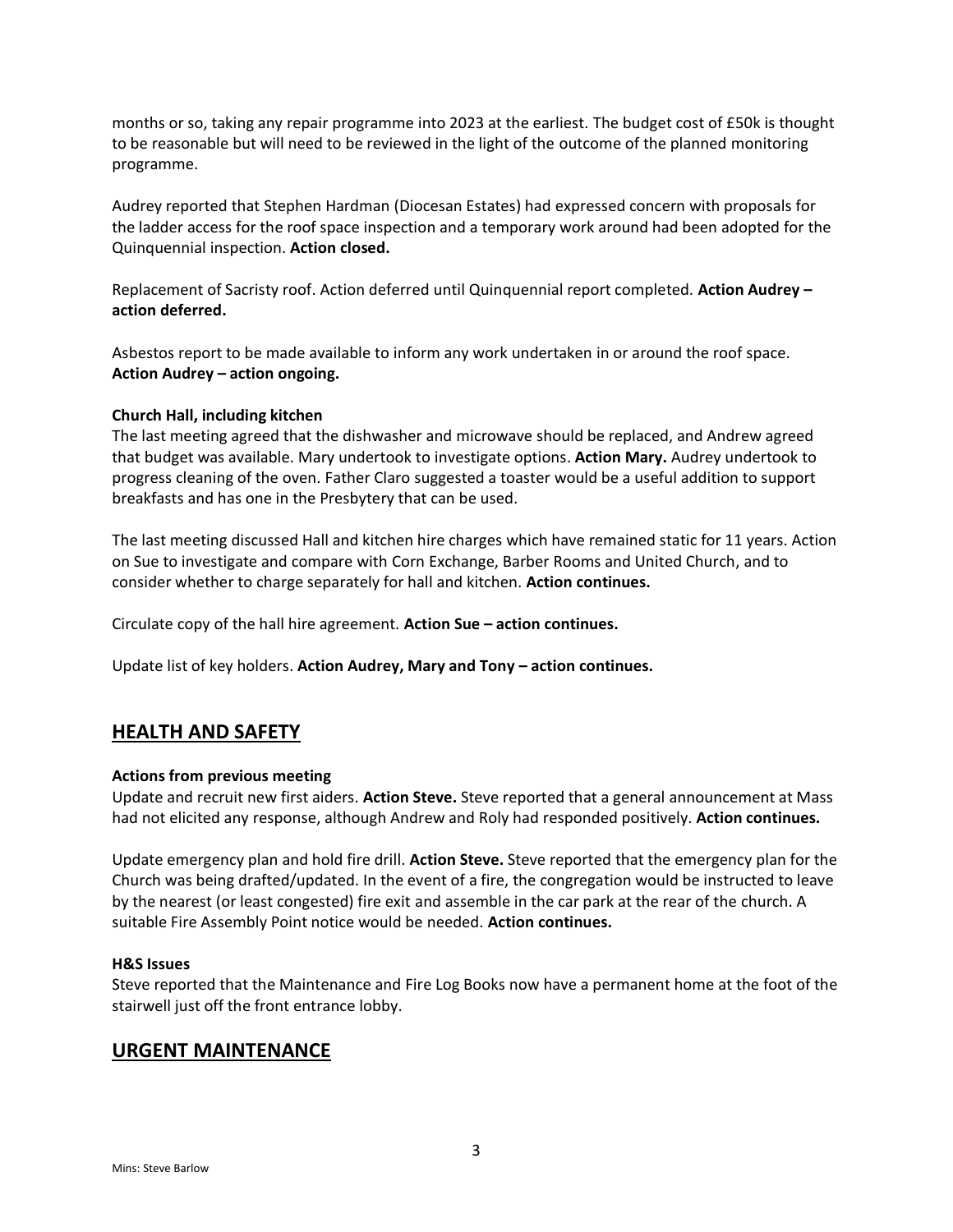months or so, taking any repair programme into 2023 at the earliest. The budget cost of £50k is thought to be reasonable but will need to be reviewed in the light of the outcome of the planned monitoring programme.

Audrey reported that Stephen Hardman (Diocesan Estates) had expressed concern with proposals for the ladder access for the roof space inspection and a temporary work around had been adopted for the Quinquennial inspection. **Action closed.**

Replacement of Sacristy roof. Action deferred until Quinquennial report completed. **Action Audrey – action deferred.**

Asbestos report to be made available to inform any work undertaken in or around the roof space. **Action Audrey – action ongoing.**

**Church Hall, including kitchen**

The last meeting agreed that the dishwasher and microwave should be replaced, and Andrew agreed that budget was available. Mary undertook to investigate options. **Action Mary.** Audrey undertook to progress cleaning of the oven. Father Claro suggested a toaster would be a useful addition to support breakfasts and has one in the Presbytery that can be used.

The last meeting discussed Hall and kitchen hire charges which have remained static for 11 years. Action on Sue to investigate and compare with Corn Exchange, Barber Rooms and United Church, and to consider whether to charge separately for hall and kitchen. **Action continues.**

Circulate copy of the hall hire agreement. **Action Sue – action continues.**

Update list of key holders. **Action Audrey, Mary and Tony – action continues.**

## HEALTH AND SAFETY

**Actions from previous meeting**

Update and recruit new first aiders. **Action Steve.** Steve reported that a general announcement at Mass had not elicited any response, although Andrew and Roly had responded positively. **Action continues.**

Update emergency plan and hold fire drill. **Action Steve.** Steve reported that the emergency plan for the Church was being drafted/updated. In the event of a fire, the congregation would be instructed to leave by the nearest (or least congested) fire exit and assemble in the car park at the rear of the church. A suitable Fire Assembly Point notice would be needed. **Action continues.**

**H&S Issues**

Steve reported that the Maintenance and Fire Log Books now have a permanent home at the foot of the stairwell just off the front entrance lobby.

## URGENT MAINTENANCE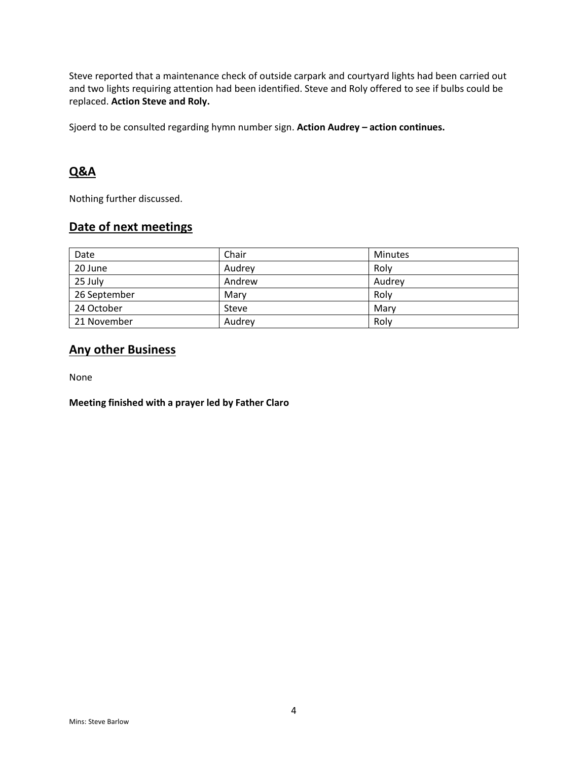Steve reported that a maintenance check of outside carpark and courtyard lights had been carried out and two lights requiring attention had been identified. Steve and Roly offered to see if bulbs could be replaced. **Action Steve and Roly.**

Sjoerd to be consulted regarding hymn number sign. **Action Audrey – action continues.**

## Q&A

Nothing further discussed.

## Date of next meetings

| Date | Chair | Minutes |
|---|---|---|
| 20 June | Audrey | Roly |
| 25 July | Andrew | Audrey |
| 26 September | Mary | Roly |
| 24 October | Steve | Mary |
| 21 November | Audrey | Roly |

## Any other Business

None

**Meeting finished with a prayer led by Father Claro**